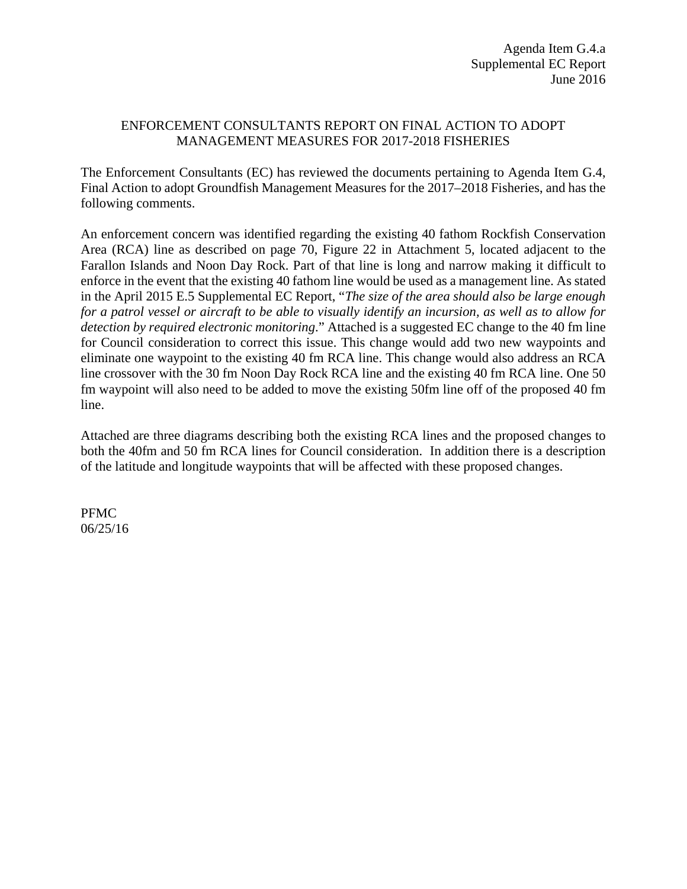Agenda Item G.4.a
Supplemental EC Report
June 2016

# ENFORCEMENT CONSULTANTS REPORT ON FINAL ACTION TO ADOPT MANAGEMENT MEASURES FOR 2017-2018 FISHERIES

The Enforcement Consultants (EC) has reviewed the documents pertaining to Agenda Item G.4, Final Action to adopt Groundfish Management Measures for the 2017–2018 Fisheries, and has the following comments.

An enforcement concern was identified regarding the existing 40 fathom Rockfish Conservation Area (RCA) line as described on page 70, Figure 22 in Attachment 5, located adjacent to the Farallon Islands and Noon Day Rock. Part of that line is long and narrow making it difficult to enforce in the event that the existing 40 fathom line would be used as a management line. As stated in the April 2015 E.5 Supplemental EC Report, "*The size of the area should also be large enough for a patrol vessel or aircraft to be able to visually identify an incursion, as well as to allow for detection by required electronic monitoring*." Attached is a suggested EC change to the 40 fm line for Council consideration to correct this issue. This change would add two new waypoints and eliminate one waypoint to the existing 40 fm RCA line. This change would also address an RCA line crossover with the 30 fm Noon Day Rock RCA line and the existing 40 fm RCA line. One 50 fm waypoint will also need to be added to move the existing 50fm line off of the proposed 40 fm line.

Attached are three diagrams describing both the existing RCA lines and the proposed changes to both the 40fm and 50 fm RCA lines for Council consideration. In addition there is a description of the latitude and longitude waypoints that will be affected with these proposed changes.

PFMC
06/25/16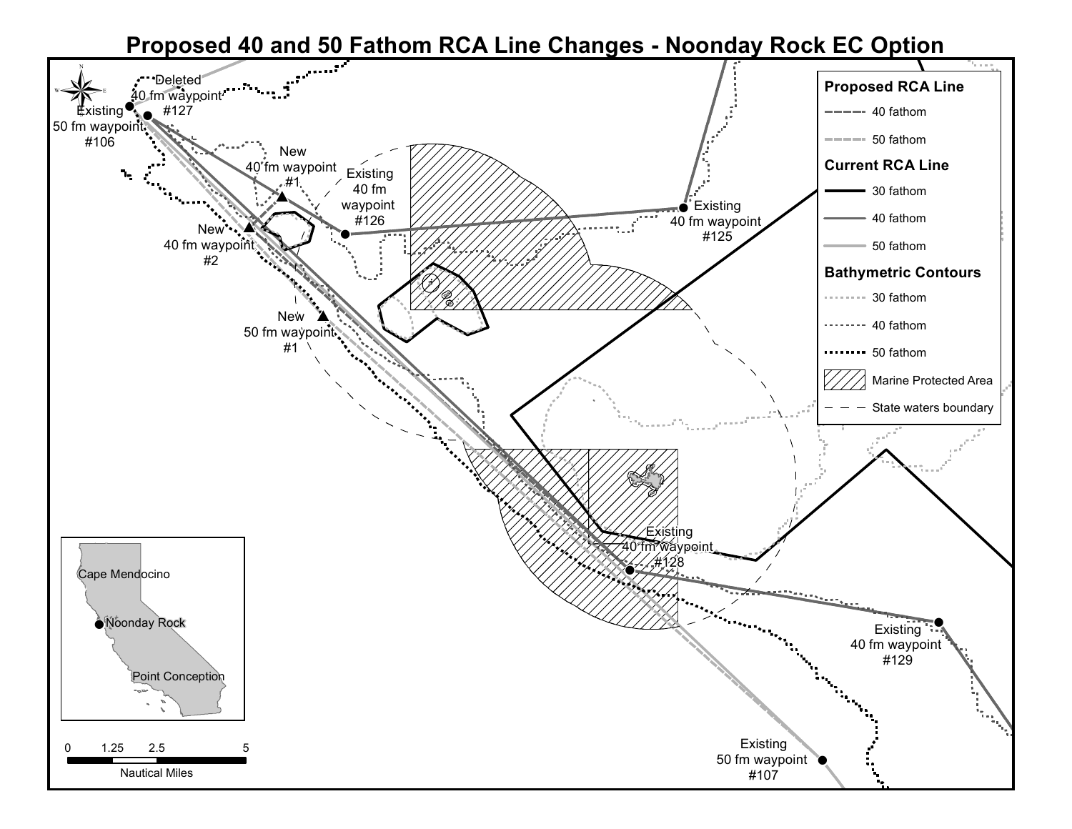# Proposed 40 and 50 Fathom RCA Line Changes - Noonday Rock EC Option

**Proposed RCA Line**

- 40 fathom
- 50 fathom

**Current RCA Line**

- 30 fathom
- 40 fathom
- 50 fathom

**Bathymetric Contours**

- 30 fathom
- 40 fathom
- 50 fathom
- Marine Protected Area
- State waters boundary

Deleted 40 fm waypoint #127

Existing 50 fm waypoint #106

New 40 fm waypoint #1

New 40 fm waypoint #2

Existing 40 fm waypoint #126

Existing 40 fm waypoint #125

New 50 fm waypoint #1

Existing 40 fm waypoint #128

Existing 40 fm waypoint #129

Existing 50 fm waypoint #107

Cape Mendocino

Noonday Rock

Point Conception

0 1.25 2.5 5

Nautical Miles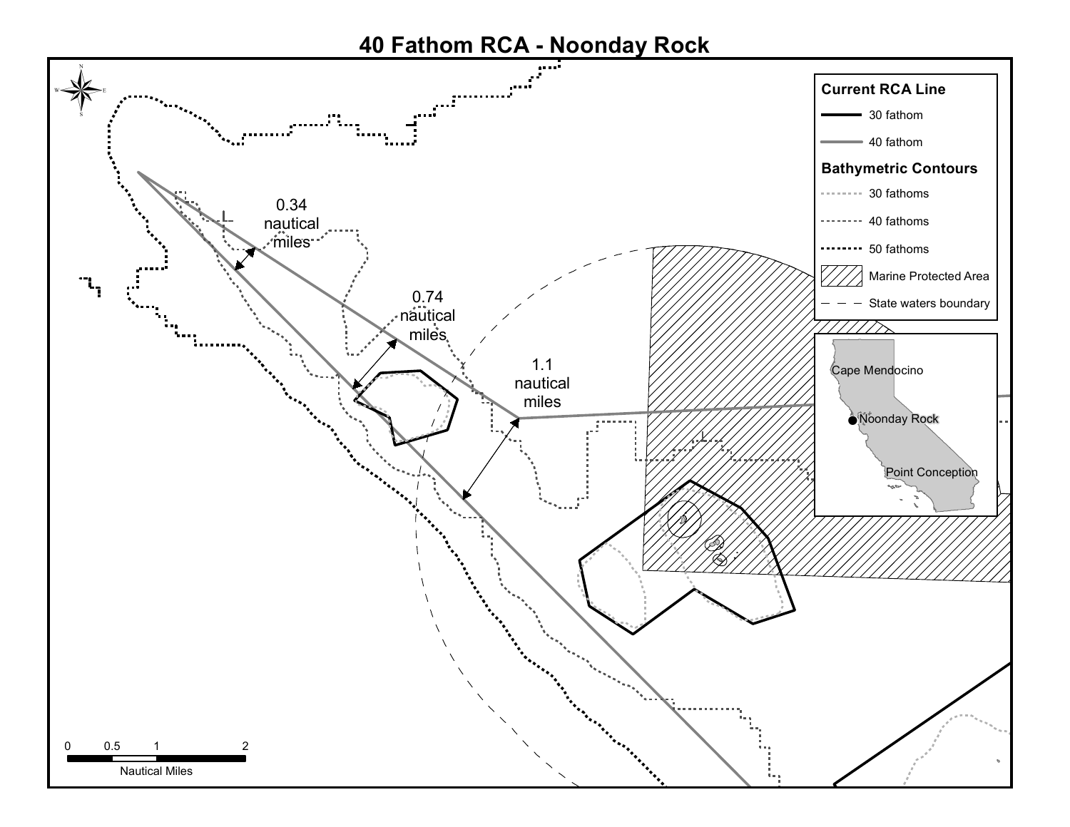# 40 Fathom RCA - Noonday Rock

**Current RCA Line**

- 30 fathom
- 40 fathom

**Bathymetric Contours**

- 30 fathoms
- 40 fathoms
- 50 fathoms
- Marine Protected Area
- State waters boundary

0.34 nautical miles

0.74 nautical miles

1.1 nautical miles

Cape Mendocino

Noonday Rock

Point Conception

0 0.5 1 2

Nautical Miles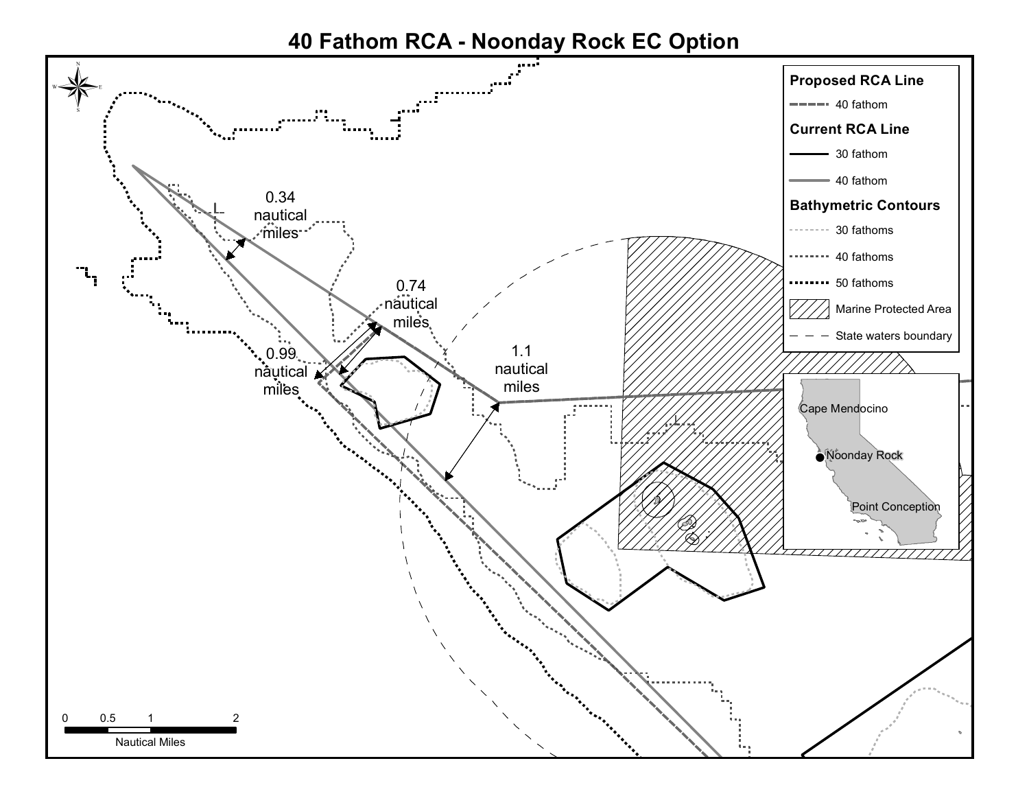# 40 Fathom RCA - Noonday Rock EC Option

**Proposed RCA Line**

- 40 fathom

**Current RCA Line**

- 30 fathom
- 40 fathom

**Bathymetric Contours**

- 30 fathoms
- 40 fathoms
- 50 fathoms
- Marine Protected Area
- State waters boundary

0.34 nautical miles

0.74 nautical miles

0.99 nautical miles

1.1 nautical miles

Cape Mendocino

Noonday Rock

Point Conception

0 0.5 1 2

Nautical Miles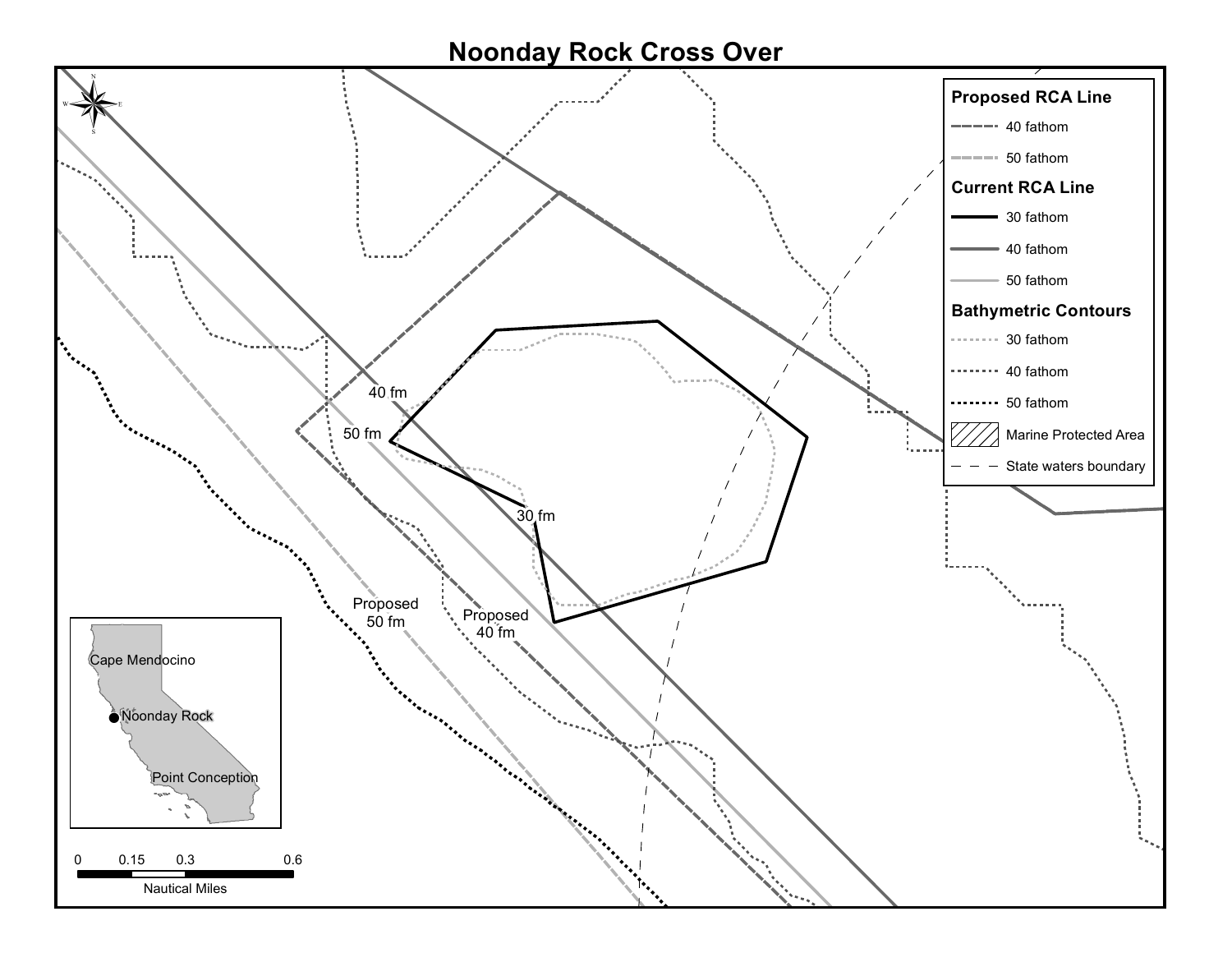# Noonday Rock Cross Over

**Proposed RCA Line**

- 40 fathom
- 50 fathom

**Current RCA Line**

- 30 fathom
- 40 fathom
- 50 fathom

**Bathymetric Contours**

- 30 fathom
- 40 fathom
- 50 fathom
- Marine Protected Area
- State waters boundary

40 fm

50 fm

30 fm

Proposed 50 fm

Proposed 40 fm

Cape Mendocino

Noonday Rock

Point Conception

0 0.15 0.3 0.6

Nautical Miles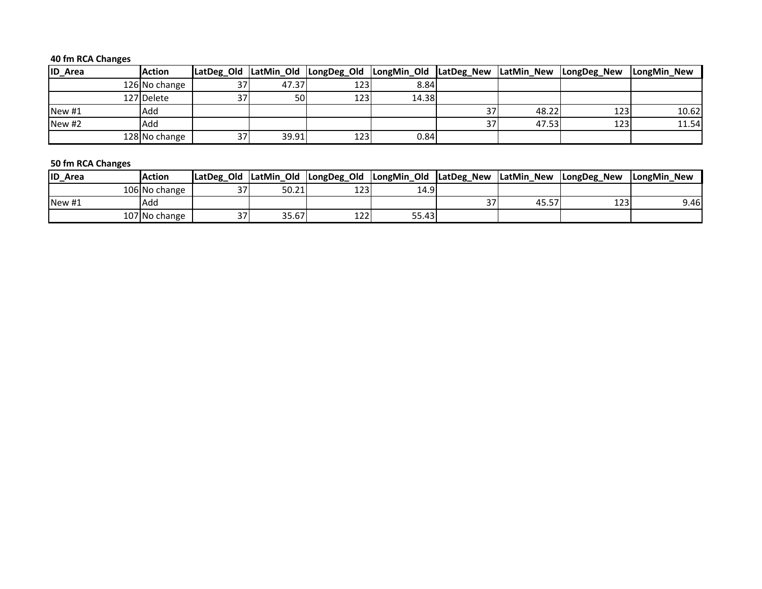**40 fm RCA Changes**

| ID_Area | Action | LatDeg_Old | LatMin_Old | LongDeg_Old | LongMin_Old | LatDeg_New | LatMin_New | LongDeg_New | LongMin_New |
|---|---|---|---|---|---|---|---|---|---|
| 126 | No change | 37 | 47.37 | 123 | 8.84 | | | | |
| 127 | Delete | 37 | 50 | 123 | 14.38 | | | | |
| New #1 | Add | | | | | 37 | 48.22 | 123 | 10.62 |
| New #2 | Add | | | | | 37 | 47.53 | 123 | 11.54 |
| 128 | No change | 37 | 39.91 | 123 | 0.84 | | | | |

**50 fm RCA Changes**

| ID_Area | Action | LatDeg_Old | LatMin_Old | LongDeg_Old | LongMin_Old | LatDeg_New | LatMin_New | LongDeg_New | LongMin_New |
|---|---|---|---|---|---|---|---|---|---|
| 106 | No change | 37 | 50.21 | 123 | 14.9 | | | | |
| New #1 | Add | | | | | 37 | 45.57 | 123 | 9.46 |
| 107 | No change | 37 | 35.67 | 122 | 55.43 | | | | |